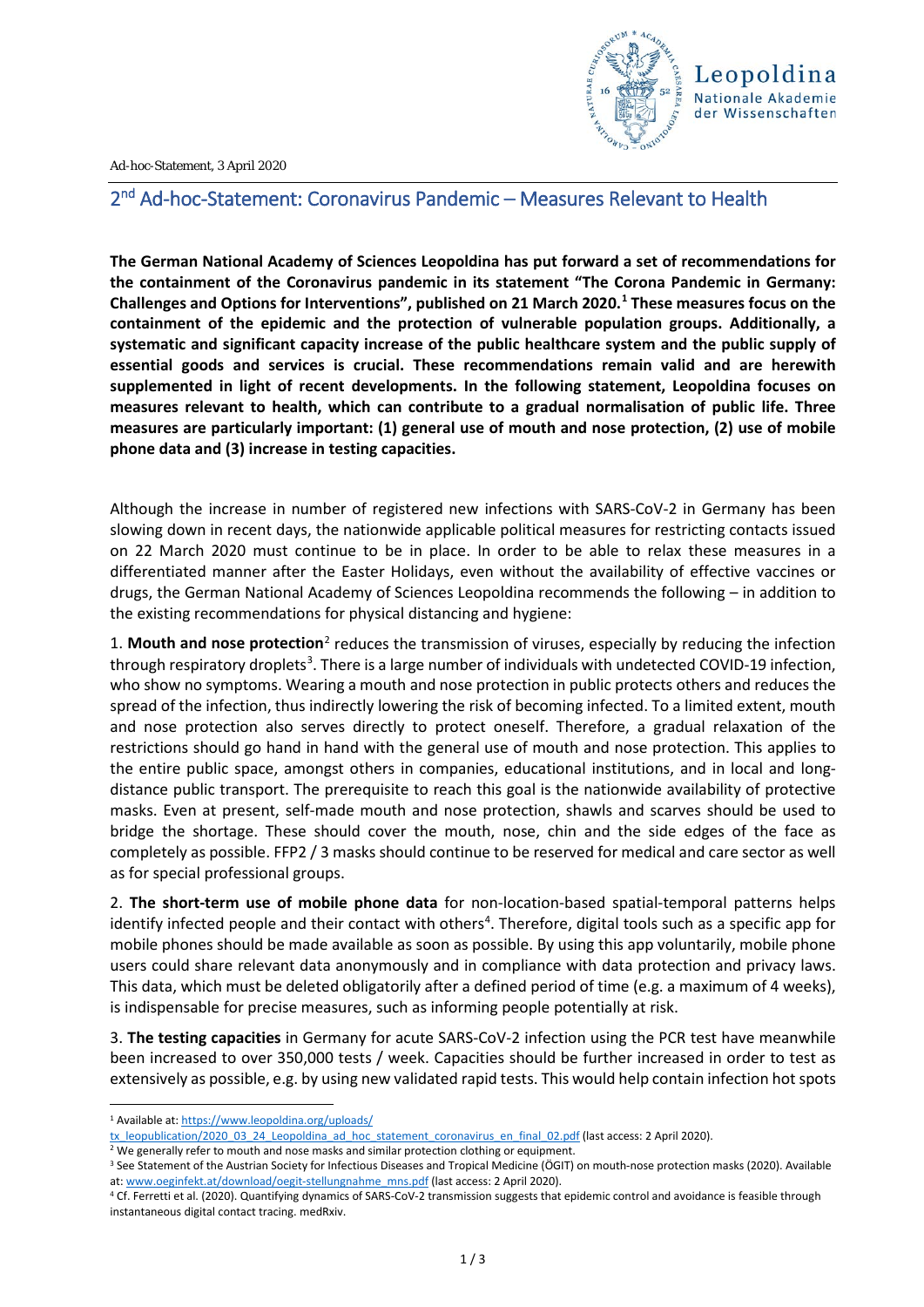Ad-hoc-Statement, 3 April 2020

# 2nd Ad-hoc-Statement: Coronavirus Pandemic – Measures Relevant to Health

**The German National Academy of Sciences Leopoldina has put forward a set of recommendations for the containment of the Coronavirus pandemic in its statement "The Corona Pandemic in Germany: Challenges and Options for Interventions", published on 21 March 2020.[1] These measures focus on the containment of the epidemic and the protection of vulnerable population groups. Additionally, a systematic and significant capacity increase of the public healthcare system and the public supply of essential goods and services is crucial. These recommendations remain valid and are herewith supplemented in light of recent developments. In the following statement, Leopoldina focuses on measures relevant to health, which can contribute to a gradual normalisation of public life. Three measures are particularly important: (1) general use of mouth and nose protection, (2) use of mobile phone data and (3) increase in testing capacities.**

Although the increase in number of registered new infections with SARS-CoV-2 in Germany has been slowing down in recent days, the nationwide applicable political measures for restricting contacts issued on 22 March 2020 must continue to be in place. In order to be able to relax these measures in a differentiated manner after the Easter Holidays, even without the availability of effective vaccines or drugs, the German National Academy of Sciences Leopoldina recommends the following – in addition to the existing recommendations for physical distancing and hygiene:

1. **Mouth and nose protection**[2] reduces the transmission of viruses, especially by reducing the infection through respiratory droplets[3]. There is a large number of individuals with undetected COVID-19 infection, who show no symptoms. Wearing a mouth and nose protection in public protects others and reduces the spread of the infection, thus indirectly lowering the risk of becoming infected. To a limited extent, mouth and nose protection also serves directly to protect oneself. Therefore, a gradual relaxation of the restrictions should go hand in hand with the general use of mouth and nose protection. This applies to the entire public space, amongst others in companies, educational institutions, and in local and long-distance public transport. The prerequisite to reach this goal is the nationwide availability of protective masks. Even at present, self-made mouth and nose protection, shawls and scarves should be used to bridge the shortage. These should cover the mouth, nose, chin and the side edges of the face as completely as possible. FFP2 / 3 masks should continue to be reserved for medical and care sector as well as for special professional groups.

2. **The short-term use of mobile phone data** for non-location-based spatial-temporal patterns helps identify infected people and their contact with others[4]. Therefore, digital tools such as a specific app for mobile phones should be made available as soon as possible. By using this app voluntarily, mobile phone users could share relevant data anonymously and in compliance with data protection and privacy laws. This data, which must be deleted obligatorily after a defined period of time (e.g. a maximum of 4 weeks), is indispensable for precise measures, such as informing people potentially at risk.

3. **The testing capacities** in Germany for acute SARS-CoV-2 infection using the PCR test have meanwhile been increased to over 350,000 tests / week. Capacities should be further increased in order to test as extensively as possible, e.g. by using new validated rapid tests. This would help contain infection hot spots

---

[1] Available at: https://www.leopoldina.org/uploads/tx_leopublication/2020_03_24_Leopoldina_ad_hoc_statement_coronavirus_en_final_02.pdf (last access: 2 April 2020).

[2] We generally refer to mouth and nose masks and similar protection clothing or equipment.

[3] See Statement of the Austrian Society for Infectious Diseases and Tropical Medicine (ÖGIT) on mouth-nose protection masks (2020). Available at: www.oeginfekt.at/download/oegit-stellungnahme_mns.pdf (last access: 2 April 2020).

[4] Cf. Ferretti et al. (2020). Quantifying dynamics of SARS-CoV-2 transmission suggests that epidemic control and avoidance is feasible through instantaneous digital contact tracing. medRxiv.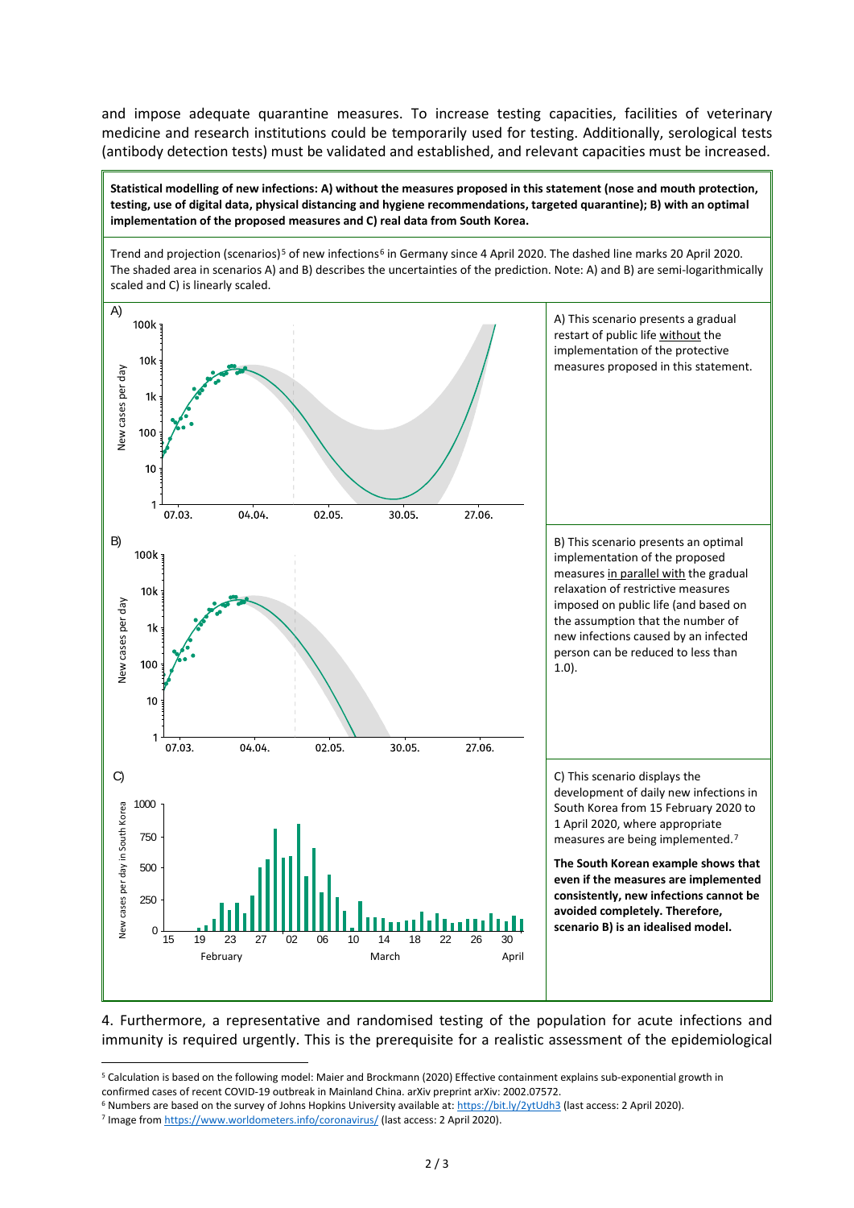and impose adequate quarantine measures. To increase testing capacities, facilities of veterinary medicine and research institutions could be temporarily used for testing. Additionally, serological tests (antibody detection tests) must be validated and established, and relevant capacities must be increased.

**Statistical modelling of new infections: A) without the measures proposed in this statement (nose and mouth protection, testing, use of digital data, physical distancing and hygiene recommendations, targeted quarantine); B) with an optimal implementation of the proposed measures and C) real data from South Korea.**

Trend and projection (scenarios)[5] of new infections[6] in Germany since 4 April 2020. The dashed line marks 20 April 2020. The shaded area in scenarios A) and B) describes the uncertainties of the prediction. Note: A) and B) are semi-logarithmically scaled and C) is linearly scaled.

A) This scenario presents a gradual restart of public life without the implementation of the protective measures proposed in this statement.

B) This scenario presents an optimal implementation of the proposed measures in parallel with the gradual relaxation of restrictive measures imposed on public life (and based on the assumption that the number of new infections caused by an infected person can be reduced to less than 1.0).

C) This scenario displays the development of daily new infections in South Korea from 15 February 2020 to 1 April 2020, where appropriate measures are being implemented.[7]

**The South Korean example shows that even if the measures are implemented consistently, new infections cannot be avoided completely. Therefore, scenario B) is an idealised model.**

4. Furthermore, a representative and randomised testing of the population for acute infections and immunity is required urgently. This is the prerequisite for a realistic assessment of the epidemiological

[5] Calculation is based on the following model: Maier and Brockmann (2020) Effective containment explains sub-exponential growth in confirmed cases of recent COVID-19 outbreak in Mainland China. arXiv preprint arXiv: 2002.07572.

[6] Numbers are based on the survey of Johns Hopkins University available at: https://bit.ly/2ytUdh3 (last access: 2 April 2020).

[7] Image from https://www.worldometers.info/coronavirus/ (last access: 2 April 2020).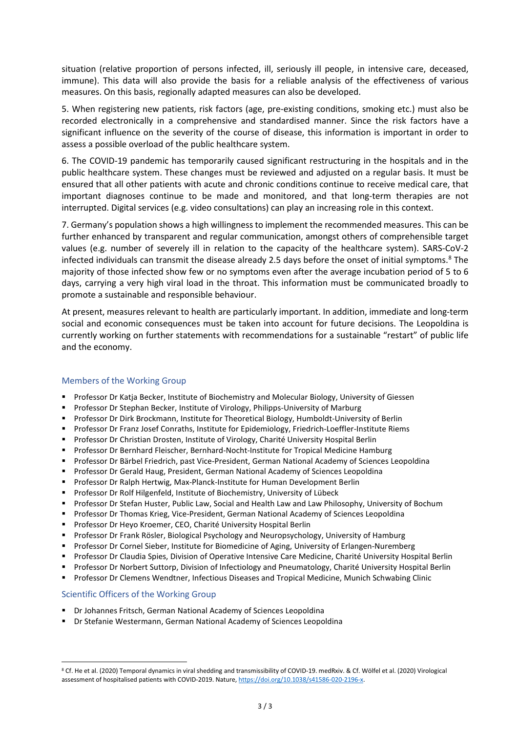situation (relative proportion of persons infected, ill, seriously ill people, in intensive care, deceased, immune). This data will also provide the basis for a reliable analysis of the effectiveness of various measures. On this basis, regionally adapted measures can also be developed.

5. When registering new patients, risk factors (age, pre-existing conditions, smoking etc.) must also be recorded electronically in a comprehensive and standardised manner. Since the risk factors have a significant influence on the severity of the course of disease, this information is important in order to assess a possible overload of the public healthcare system.

6. The COVID-19 pandemic has temporarily caused significant restructuring in the hospitals and in the public healthcare system. These changes must be reviewed and adjusted on a regular basis. It must be ensured that all other patients with acute and chronic conditions continue to receive medical care, that important diagnoses continue to be made and monitored, and that long-term therapies are not interrupted. Digital services (e.g. video consultations) can play an increasing role in this context.

7. Germany's population shows a high willingness to implement the recommended measures. This can be further enhanced by transparent and regular communication, amongst others of comprehensible target values (e.g. number of severely ill in relation to the capacity of the healthcare system). SARS-CoV-2 infected individuals can transmit the disease already 2.5 days before the onset of initial symptoms.[8] The majority of those infected show few or no symptoms even after the average incubation period of 5 to 6 days, carrying a very high viral load in the throat. This information must be communicated broadly to promote a sustainable and responsible behaviour.

At present, measures relevant to health are particularly important. In addition, immediate and long-term social and economic consequences must be taken into account for future decisions. The Leopoldina is currently working on further statements with recommendations for a sustainable "restart" of public life and the economy.

## Members of the Working Group

- Professor Dr Katja Becker, Institute of Biochemistry and Molecular Biology, University of Giessen
- Professor Dr Stephan Becker, Institute of Virology, Philipps-University of Marburg
- Professor Dr Dirk Brockmann, Institute for Theoretical Biology, Humboldt-University of Berlin
- Professor Dr Franz Josef Conraths, Institute for Epidemiology, Friedrich-Loeffler-Institute Riems
- Professor Dr Christian Drosten, Institute of Virology, Charité University Hospital Berlin
- Professor Dr Bernhard Fleischer, Bernhard-Nocht-Institute for Tropical Medicine Hamburg
- Professor Dr Bärbel Friedrich, past Vice-President, German National Academy of Sciences Leopoldina
- Professor Dr Gerald Haug, President, German National Academy of Sciences Leopoldina
- Professor Dr Ralph Hertwig, Max-Planck-Institute for Human Development Berlin
- Professor Dr Rolf Hilgenfeld, Institute of Biochemistry, University of Lübeck
- Professor Dr Stefan Huster, Public Law, Social and Health Law and Law Philosophy, University of Bochum
- Professor Dr Thomas Krieg, Vice-President, German National Academy of Sciences Leopoldina
- Professor Dr Heyo Kroemer, CEO, Charité University Hospital Berlin
- Professor Dr Frank Rösler, Biological Psychology and Neuropsychology, University of Hamburg
- Professor Dr Cornel Sieber, Institute for Biomedicine of Aging, University of Erlangen-Nuremberg
- Professor Dr Claudia Spies, Division of Operative Intensive Care Medicine, Charité University Hospital Berlin
- Professor Dr Norbert Suttorp, Division of Infectiology and Pneumatology, Charité University Hospital Berlin
- Professor Dr Clemens Wendtner, Infectious Diseases and Tropical Medicine, Munich Schwabing Clinic

## Scientific Officers of the Working Group

- Dr Johannes Fritsch, German National Academy of Sciences Leopoldina
- Dr Stefanie Westermann, German National Academy of Sciences Leopoldina

---

[8] Cf. He et al. (2020) Temporal dynamics in viral shedding and transmissibility of COVID-19. medRxiv. & Cf. Wölfel et al. (2020) Virological assessment of hospitalised patients with COVID-2019. Nature, https://doi.org/10.1038/s41586-020-2196-x.